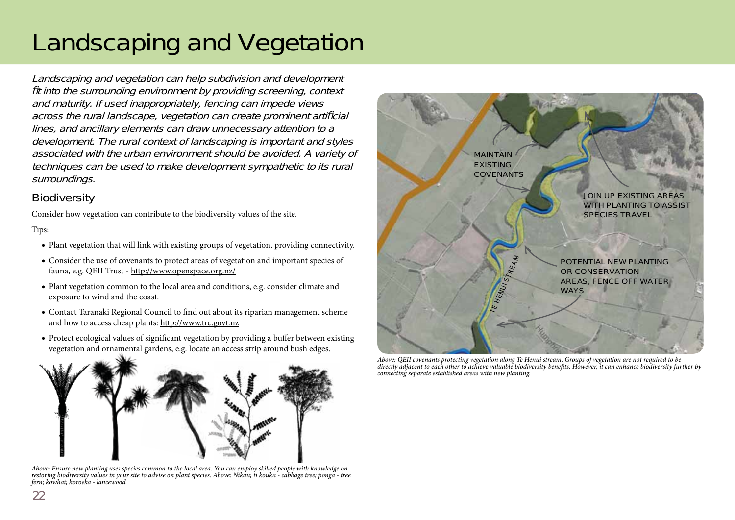# Landscaping and Vegetation

*Landscaping and vegetation can help subdivision and development fit into the surrounding environment by providing screening, context and maturity. If used inappropriately, fencing can impede views across the rural landscape, vegetation can create prominent artificial lines, and ancillary elements can draw unnecessary attention to a development. The rural context of landscaping is important and styles associated with the urban environment should be avoided. A variety of techniques can be used to make development sympathetic to its rural surroundings.*

## Biodiversity

Consider how vegetation can contribute to the biodiversity values of the site.

Tips:

- Plant vegetation that will link with existing groups of vegetation, providing connectivity.
- Consider the use of covenants to protect areas of vegetation and important species of fauna, e.g. QEII Trust - http://www.openspace.org.nz/
- Plant vegetation common to the local area and conditions, e.g. consider climate and exposure to wind and the coast.
- Contact Taranaki Regional Council to find out about its riparian management scheme and how to access cheap plants: http://www.trc.govt.nz
- Protect ecological values of significant vegetation by providing a buffer between existing vegetation and ornamental gardens, e.g. locate an access strip around bush edges.

*Above: Ensure new planting uses species common to the local area. You can employ skilled people with knowledge on restoring biodiversity values in your site to advise on plant species. Above: Nikau; ti kouka - cabbage tree; ponga - tree fern; kowhai; horoeka - lancewood*

*Above: QEII covenants protecting vegetation along Te Henui stream. Groups of vegetation are not required to be directly adjacent to each other to achieve valuable biodiversity benefits. However, it can enhance biodiversity further by connecting separate established areas with new planting.*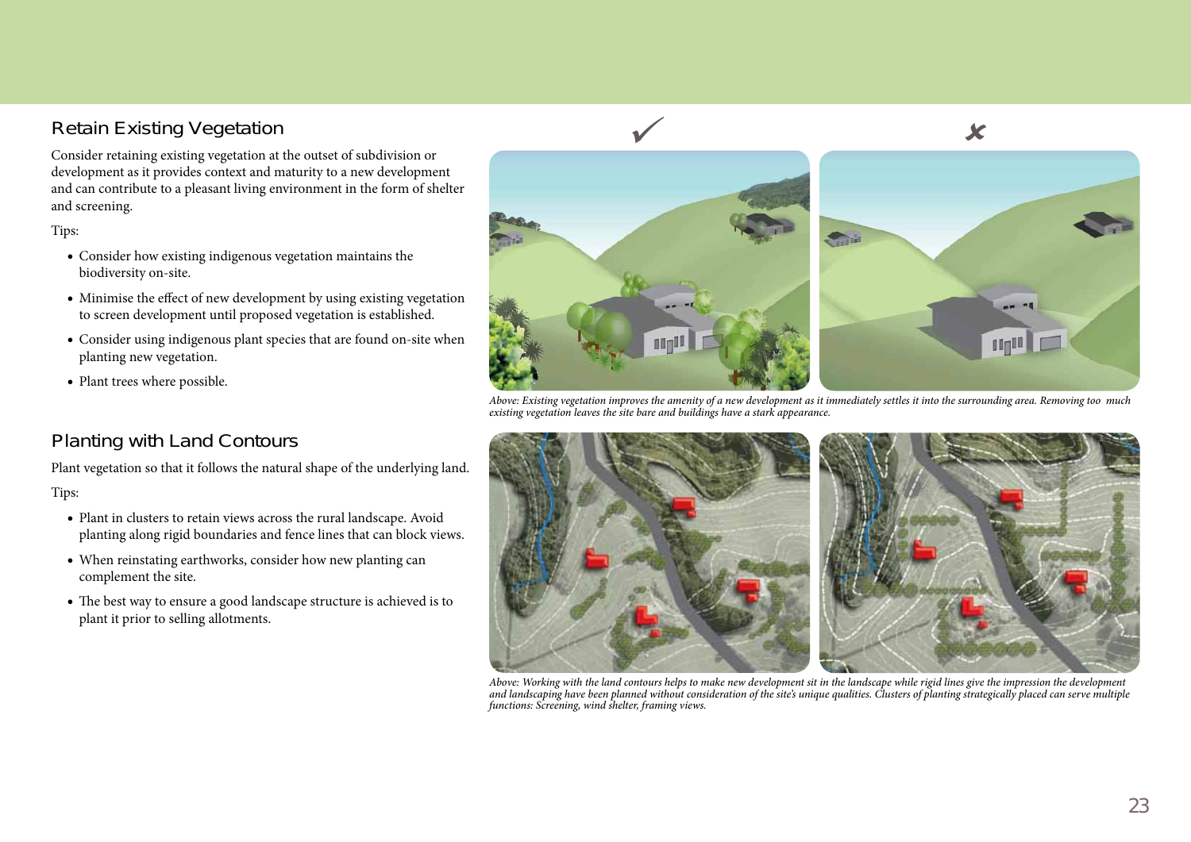## Retain Existing Vegetation

Consider retaining existing vegetation at the outset of subdivision or development as it provides context and maturity to a new development and can contribute to a pleasant living environment in the form of shelter and screening.

Tips:

- Consider how existing indigenous vegetation maintains the biodiversity on-site.
- Minimise the effect of new development by using existing vegetation to screen development until proposed vegetation is established.
- Consider using indigenous plant species that are found on-site when planting new vegetation.
- Plant trees where possible.

*Above: Existing vegetation improves the amenity of a new development as it immediately settles it into the surrounding area. Removing too much existing vegetation leaves the site bare and buildings have a stark appearance.*

## Planting with Land Contours

Plant vegetation so that it follows the natural shape of the underlying land.

Tips:

- Plant in clusters to retain views across the rural landscape. Avoid planting along rigid boundaries and fence lines that can block views.
- When reinstating earthworks, consider how new planting can complement the site.
- The best way to ensure a good landscape structure is achieved is to plant it prior to selling allotments.

*Above: Working with the land contours helps to make new development sit in the landscape while rigid lines give the impression the development and landscaping have been planned without consideration of the site's unique qualities. Clusters of planting strategically placed can serve multiple functions: Screening, wind shelter, framing views.*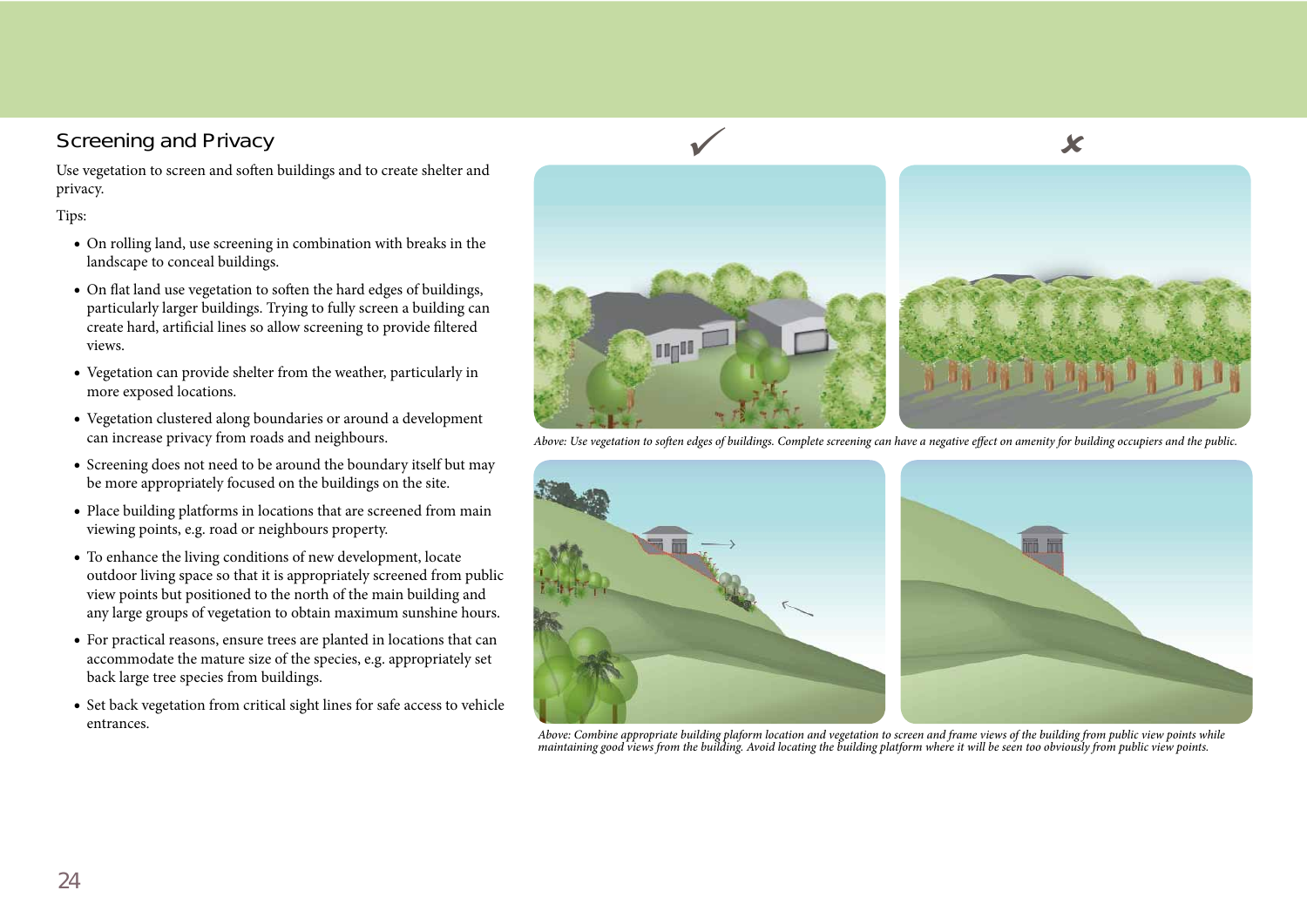## Screening and Privacy

Use vegetation to screen and soften buildings and to create shelter and privacy.

Tips:

- On rolling land, use screening in combination with breaks in the landscape to conceal buildings.
- On flat land use vegetation to soften the hard edges of buildings, particularly larger buildings. Trying to fully screen a building can create hard, artificial lines so allow screening to provide filtered views.
- Vegetation can provide shelter from the weather, particularly in more exposed locations.
- Vegetation clustered along boundaries or around a development can increase privacy from roads and neighbours.
- Screening does not need to be around the boundary itself but may be more appropriately focused on the buildings on the site.
- Place building platforms in locations that are screened from main viewing points, e.g. road or neighbours property.
- To enhance the living conditions of new development, locate outdoor living space so that it is appropriately screened from public view points but positioned to the north of the main building and any large groups of vegetation to obtain maximum sunshine hours.
- For practical reasons, ensure trees are planted in locations that can accommodate the mature size of the species, e.g. appropriately set back large tree species from buildings.
- Set back vegetation from critical sight lines for safe access to vehicle entrances.

✓ ✗

*Above: Use vegetation to soften edges of buildings. Complete screening can have a negative effect on amenity for building occupiers and the public.*

*Above: Combine appropriate building plaform location and vegetation to screen and frame views of the building from public view points while maintaining good views from the building. Avoid locating the building platform where it will be seen too obviously from public view points.*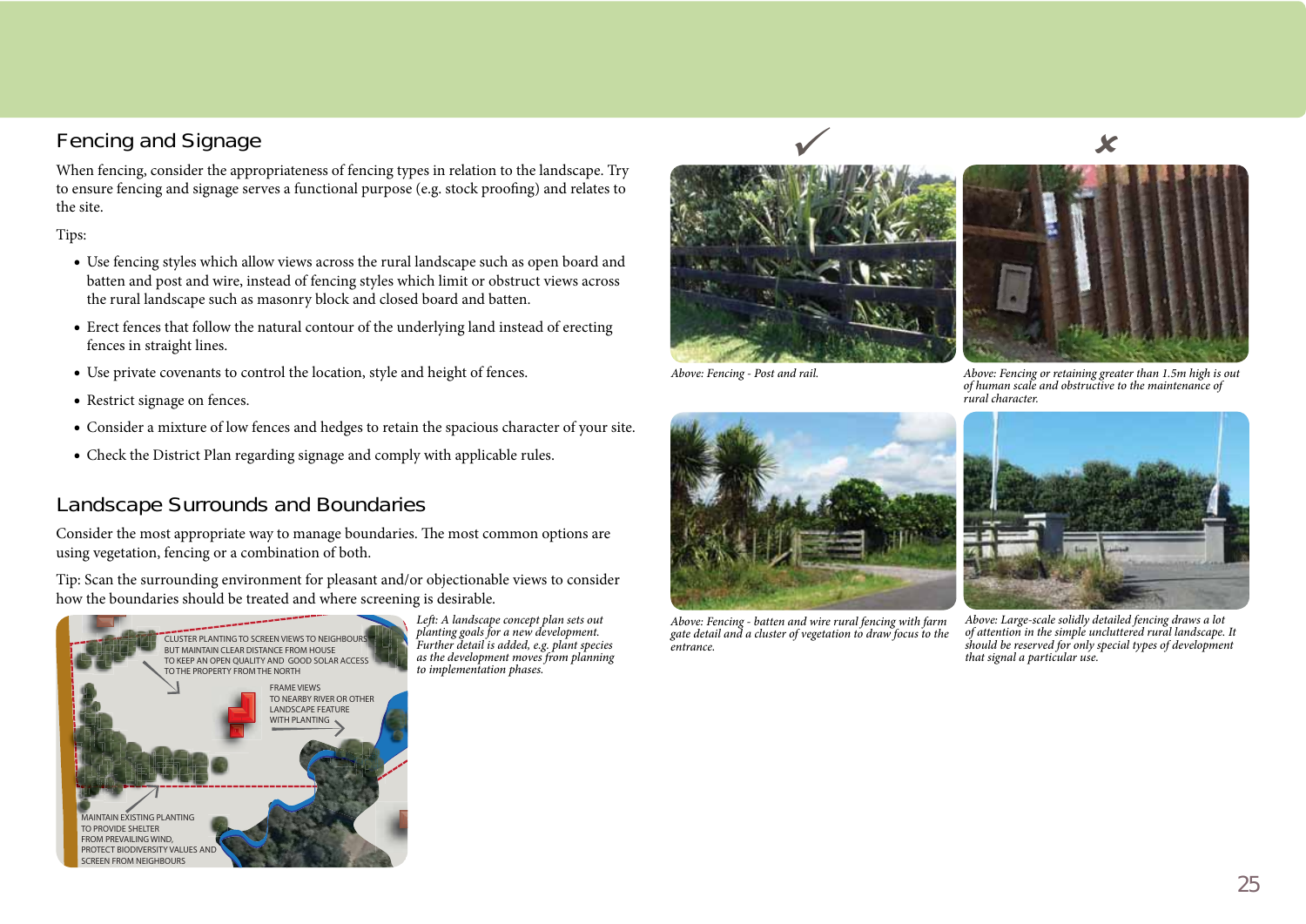## Fencing and Signage

When fencing, consider the appropriateness of fencing types in relation to the landscape. Try to ensure fencing and signage serves a functional purpose (e.g. stock proofing) and relates to the site.

Tips:

- Use fencing styles which allow views across the rural landscape such as open board and batten and post and wire, instead of fencing styles which limit or obstruct views across the rural landscape such as masonry block and closed board and batten.
- Erect fences that follow the natural contour of the underlying land instead of erecting fences in straight lines.
- Use private covenants to control the location, style and height of fences.
- Restrict signage on fences.
- Consider a mixture of low fences and hedges to retain the spacious character of your site.
- Check the District Plan regarding signage and comply with applicable rules.

## Landscape Surrounds and Boundaries

Consider the most appropriate way to manage boundaries. The most common options are using vegetation, fencing or a combination of both.

Tip: Scan the surrounding environment for pleasant and/or objectionable views to consider how the boundaries should be treated and where screening is desirable.

CLUSTER PLANTING TO SCREEN VIEWS TO NEIGHBOURS BUT MAINTAIN CLEAR DISTANCE FROM HOUSE TO KEEP AN OPEN QUALITY AND GOOD SOLAR ACCESS TO THE PROPERTY FROM THE NORTH

FRAME VIEWS TO NEARBY RIVER OR OTHER LANDSCAPE FEATURE WITH PLANTING

MAINTAIN EXISTING PLANTING TO PROVIDE SHELTER FROM PREVAILING WIND, PROTECT BIODIVERSITY VALUES AND SCREEN FROM NEIGHBOURS

*Left: A landscape concept plan sets out planting goals for a new development. Further detail is added, e.g. plant species as the development moves from planning to implementation phases.*

✓

*Above: Fencing - Post and rail.*

*Above: Fencing - batten and wire rural fencing with farm gate detail and a cluster of vegetation to draw focus to the entrance.*

✗

*Above: Fencing or retaining greater than 1.5m high is out of human scale and obstructive to the maintenance of rural character.*

*Above: Large-scale solidly detailed fencing draws a lot of attention in the simple uncluttered rural landscape. It should be reserved for only special types of development that signal a particular use.*